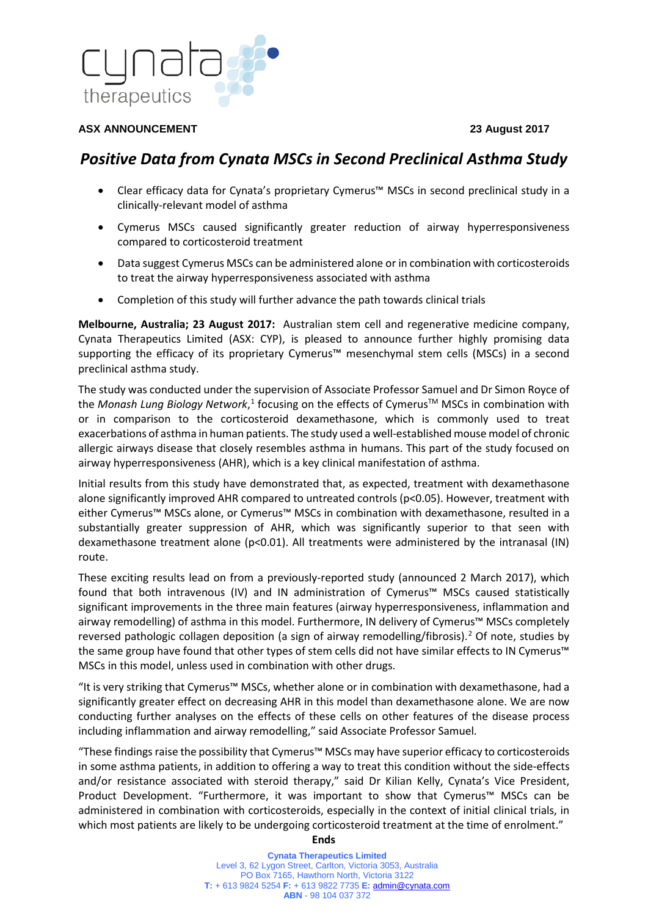**ASX ANNOUNCEMENT** **23 August 2017**

# *Positive Data from Cynata MSCs in Second Preclinical Asthma Study*

- Clear efficacy data for Cynata's proprietary Cymerus™ MSCs in second preclinical study in a clinically-relevant model of asthma
- Cymerus MSCs caused significantly greater reduction of airway hyperresponsiveness compared to corticosteroid treatment
- Data suggest Cymerus MSCs can be administered alone or in combination with corticosteroids to treat the airway hyperresponsiveness associated with asthma
- Completion of this study will further advance the path towards clinical trials

**Melbourne, Australia; 23 August 2017:** Australian stem cell and regenerative medicine company, Cynata Therapeutics Limited (ASX: CYP), is pleased to announce further highly promising data supporting the efficacy of its proprietary Cymerus™ mesenchymal stem cells (MSCs) in a second preclinical asthma study.

The study was conducted under the supervision of Associate Professor Samuel and Dr Simon Royce of the *Monash Lung Biology Network*,[1] focusing on the effects of Cymerus™ MSCs in combination with or in comparison to the corticosteroid dexamethasone, which is commonly used to treat exacerbations of asthma in human patients. The study used a well-established mouse model of chronic allergic airways disease that closely resembles asthma in humans. This part of the study focused on airway hyperresponsiveness (AHR), which is a key clinical manifestation of asthma.

Initial results from this study have demonstrated that, as expected, treatment with dexamethasone alone significantly improved AHR compared to untreated controls ($p<0.05$). However, treatment with either Cymerus™ MSCs alone, or Cymerus™ MSCs in combination with dexamethasone, resulted in a substantially greater suppression of AHR, which was significantly superior to that seen with dexamethasone treatment alone ($p<0.01$). All treatments were administered by the intranasal (IN) route.

These exciting results lead on from a previously-reported study (announced 2 March 2017), which found that both intravenous (IV) and IN administration of Cymerus™ MSCs caused statistically significant improvements in the three main features (airway hyperresponsiveness, inflammation and airway remodelling) of asthma in this model. Furthermore, IN delivery of Cymerus™ MSCs completely reversed pathologic collagen deposition (a sign of airway remodelling/fibrosis).[2] Of note, studies by the same group have found that other types of stem cells did not have similar effects to IN Cymerus™ MSCs in this model, unless used in combination with other drugs.

"It is very striking that Cymerus™ MSCs, whether alone or in combination with dexamethasone, had a significantly greater effect on decreasing AHR in this model than dexamethasone alone. We are now conducting further analyses on the effects of these cells on other features of the disease process including inflammation and airway remodelling," said Associate Professor Samuel.

"These findings raise the possibility that Cymerus™ MSCs may have superior efficacy to corticosteroids in some asthma patients, in addition to offering a way to treat this condition without the side-effects and/or resistance associated with steroid therapy," said Dr Kilian Kelly, Cynata's Vice President, Product Development. "Furthermore, it was important to show that Cymerus™ MSCs can be administered in combination with corticosteroids, especially in the context of initial clinical trials, in which most patients are likely to be undergoing corticosteroid treatment at the time of enrolment."

**Ends**

**Cynata Therapeutics Limited**
Level 3, 62 Lygon Street, Carlton, Victoria 3053, Australia
PO Box 7165, Hawthorn North, Victoria 3122
**T:** + 613 9824 5254 **F:** + 613 9822 7735 **E:** admin@cynata.com
**ABN** - 98 104 037 372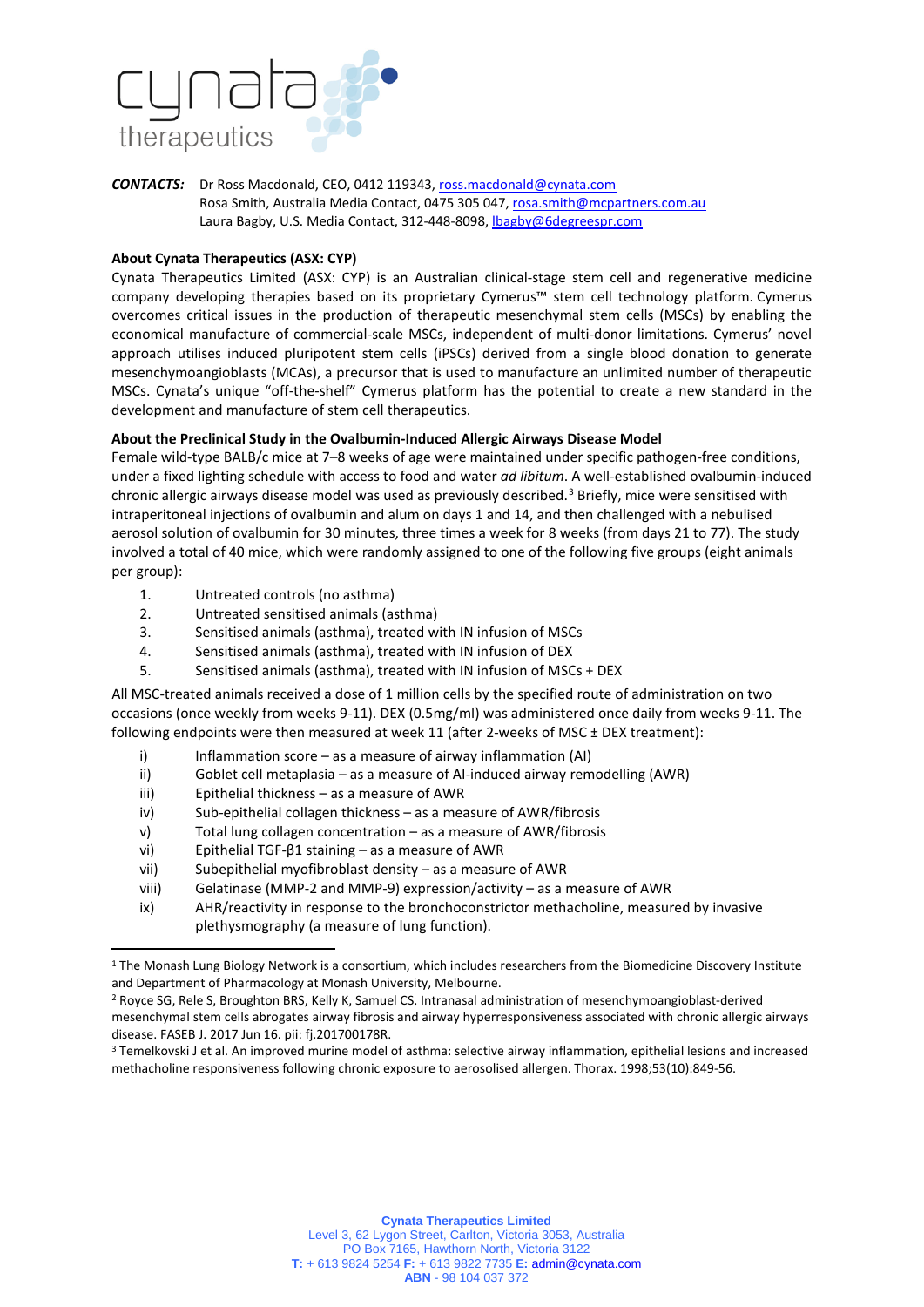**CONTACTS:** Dr Ross Macdonald, CEO, 0412 119343, ross.macdonald@cynata.com
Rosa Smith, Australia Media Contact, 0475 305 047, rosa.smith@mcpartners.com.au
Laura Bagby, U.S. Media Contact, 312-448-8098, lbagby@6degreespr.com

**About Cynata Therapeutics (ASX: CYP)**

Cynata Therapeutics Limited (ASX: CYP) is an Australian clinical-stage stem cell and regenerative medicine company developing therapies based on its proprietary Cymerus™ stem cell technology platform. Cymerus overcomes critical issues in the production of therapeutic mesenchymal stem cells (MSCs) by enabling the economical manufacture of commercial-scale MSCs, independent of multi-donor limitations. Cymerus' novel approach utilises induced pluripotent stem cells (iPSCs) derived from a single blood donation to generate mesenchymoangioblasts (MCAs), a precursor that is used to manufacture an unlimited number of therapeutic MSCs. Cynata's unique "off-the-shelf" Cymerus platform has the potential to create a new standard in the development and manufacture of stem cell therapeutics.

**About the Preclinical Study in the Ovalbumin-Induced Allergic Airways Disease Model**

Female wild-type BALB/c mice at 7–8 weeks of age were maintained under specific pathogen-free conditions, under a fixed lighting schedule with access to food and water *ad libitum*. A well-established ovalbumin-induced chronic allergic airways disease model was used as previously described.[3] Briefly, mice were sensitised with intraperitoneal injections of ovalbumin and alum on days 1 and 14, and then challenged with a nebulised aerosol solution of ovalbumin for 30 minutes, three times a week for 8 weeks (from days 21 to 77). The study involved a total of 40 mice, which were randomly assigned to one of the following five groups (eight animals per group):

1. Untreated controls (no asthma)
2. Untreated sensitised animals (asthma)
3. Sensitised animals (asthma), treated with IN infusion of MSCs
4. Sensitised animals (asthma), treated with IN infusion of DEX
5. Sensitised animals (asthma), treated with IN infusion of MSCs + DEX

All MSC-treated animals received a dose of 1 million cells by the specified route of administration on two occasions (once weekly from weeks 9-11). DEX (0.5mg/ml) was administered once daily from weeks 9-11. The following endpoints were then measured at week 11 (after 2-weeks of MSC ± DEX treatment):

- i) Inflammation score – as a measure of airway inflammation (AI)
- ii) Goblet cell metaplasia – as a measure of AI-induced airway remodelling (AWR)
- iii) Epithelial thickness – as a measure of AWR
- iv) Sub-epithelial collagen thickness – as a measure of AWR/fibrosis
- v) Total lung collagen concentration – as a measure of AWR/fibrosis
- vi) Epithelial TGF-β1 staining – as a measure of AWR
- vii) Subepithelial myofibroblast density – as a measure of AWR
- viii) Gelatinase (MMP-2 and MMP-9) expression/activity – as a measure of AWR
- ix) AHR/reactivity in response to the bronchoconstrictor methacholine, measured by invasive plethysmography (a measure of lung function).

---

[1] The Monash Lung Biology Network is a consortium, which includes researchers from the Biomedicine Discovery Institute and Department of Pharmacology at Monash University, Melbourne.

[2] Royce SG, Rele S, Broughton BRS, Kelly K, Samuel CS. Intranasal administration of mesenchymoangioblast-derived mesenchymal stem cells abrogates airway fibrosis and airway hyperresponsiveness associated with chronic allergic airways disease. FASEB J. 2017 Jun 16. pii: fj.201700178R.

[3] Temelkovski J et al. An improved murine model of asthma: selective airway inflammation, epithelial lesions and increased methacholine responsiveness following chronic exposure to aerosolised allergen. Thorax. 1998;53(10):849-56.

**Cynata Therapeutics Limited**
Level 3, 62 Lygon Street, Carlton, Victoria 3053, Australia
PO Box 7165, Hawthorn North, Victoria 3122
**T:** + 613 9824 5254 **F:** + 613 9822 7735 **E:** admin@cynata.com
**ABN** - 98 104 037 372